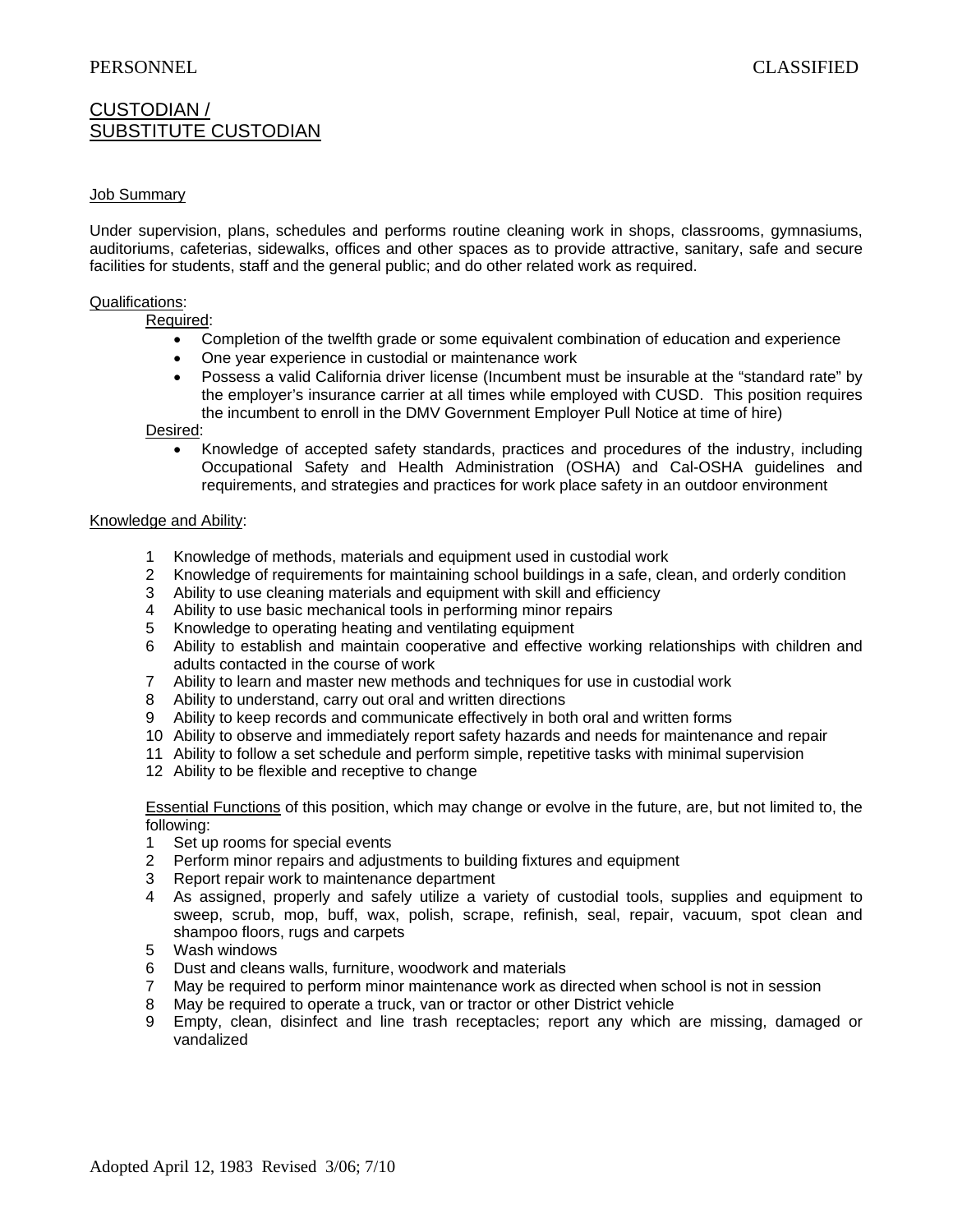PERSONNEL CLASSIFIED

# CUSTODIAN / SUBSTITUTE CUSTODIAN

## Job Summary

Under supervision, plans, schedules and performs routine cleaning work in shops, classrooms, gymnasiums, auditoriums, cafeterias, sidewalks, offices and other spaces as to provide attractive, sanitary, safe and secure facilities for students, staff and the general public; and do other related work as required.

## Qualifications:

Required:

- Completion of the twelfth grade or some equivalent combination of education and experience
- One year experience in custodial or maintenance work
- Possess a valid California driver license (Incumbent must be insurable at the "standard rate" by the employer's insurance carrier at all times while employed with CUSD. This position requires the incumbent to enroll in the DMV Government Employer Pull Notice at time of hire)

Desired:

- Knowledge of accepted safety standards, practices and procedures of the industry, including Occupational Safety and Health Administration (OSHA) and Cal-OSHA guidelines and requirements, and strategies and practices for work place safety in an outdoor environment

## Knowledge and Ability:

1. Knowledge of methods, materials and equipment used in custodial work
2. Knowledge of requirements for maintaining school buildings in a safe, clean, and orderly condition
3. Ability to use cleaning materials and equipment with skill and efficiency
4. Ability to use basic mechanical tools in performing minor repairs
5. Knowledge to operating heating and ventilating equipment
6. Ability to establish and maintain cooperative and effective working relationships with children and adults contacted in the course of work
7. Ability to learn and master new methods and techniques for use in custodial work
8. Ability to understand, carry out oral and written directions
9. Ability to keep records and communicate effectively in both oral and written forms
10. Ability to observe and immediately report safety hazards and needs for maintenance and repair
11. Ability to follow a set schedule and perform simple, repetitive tasks with minimal supervision
12. Ability to be flexible and receptive to change

Essential Functions of this position, which may change or evolve in the future, are, but not limited to, the following:

1. Set up rooms for special events
2. Perform minor repairs and adjustments to building fixtures and equipment
3. Report repair work to maintenance department
4. As assigned, properly and safely utilize a variety of custodial tools, supplies and equipment to sweep, scrub, mop, buff, wax, polish, scrape, refinish, seal, repair, vacuum, spot clean and shampoo floors, rugs and carpets
5. Wash windows
6. Dust and cleans walls, furniture, woodwork and materials
7. May be required to perform minor maintenance work as directed when school is not in session
8. May be required to operate a truck, van or tractor or other District vehicle
9. Empty, clean, disinfect and line trash receptacles; report any which are missing, damaged or vandalized

Adopted April 12, 1983 Revised 3/06; 7/10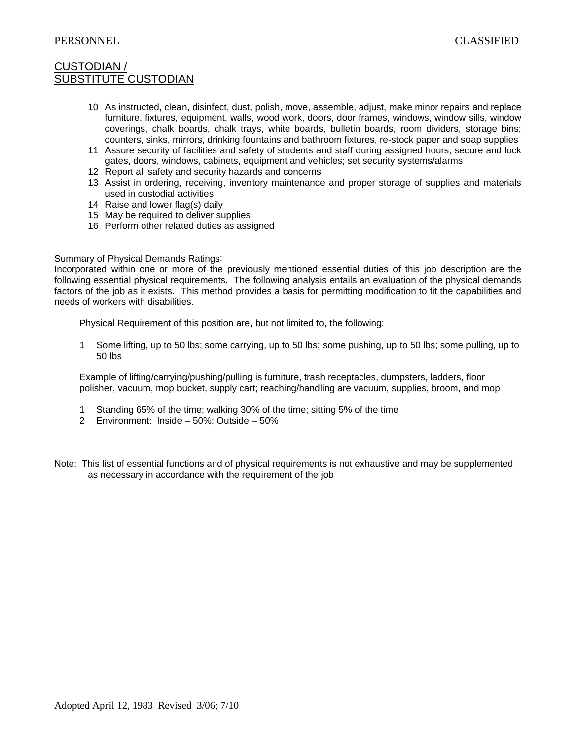PERSONNEL CLASSIFIED

## CUSTODIAN / SUBSTITUTE CUSTODIAN

10 As instructed, clean, disinfect, dust, polish, move, assemble, adjust, make minor repairs and replace furniture, fixtures, equipment, walls, wood work, doors, door frames, windows, window sills, window coverings, chalk boards, chalk trays, white boards, bulletin boards, room dividers, storage bins; counters, sinks, mirrors, drinking fountains and bathroom fixtures, re-stock paper and soap supplies
11 Assure security of facilities and safety of students and staff during assigned hours; secure and lock gates, doors, windows, cabinets, equipment and vehicles; set security systems/alarms
12 Report all safety and security hazards and concerns
13 Assist in ordering, receiving, inventory maintenance and proper storage of supplies and materials used in custodial activities
14 Raise and lower flag(s) daily
15 May be required to deliver supplies
16 Perform other related duties as assigned

Summary of Physical Demands Ratings:
Incorporated within one or more of the previously mentioned essential duties of this job description are the following essential physical requirements. The following analysis entails an evaluation of the physical demands factors of the job as it exists. This method provides a basis for permitting modification to fit the capabilities and needs of workers with disabilities.

Physical Requirement of this position are, but not limited to, the following:

1 Some lifting, up to 50 lbs; some carrying, up to 50 lbs; some pushing, up to 50 lbs; some pulling, up to 50 lbs

Example of lifting/carrying/pushing/pulling is furniture, trash receptacles, dumpsters, ladders, floor polisher, vacuum, mop bucket, supply cart; reaching/handling are vacuum, supplies, broom, and mop

1 Standing 65% of the time; walking 30% of the time; sitting 5% of the time
2 Environment: Inside – 50%; Outside – 50%

Note: This list of essential functions and of physical requirements is not exhaustive and may be supplemented as necessary in accordance with the requirement of the job

Adopted April 12, 1983 Revised 3/06; 7/10